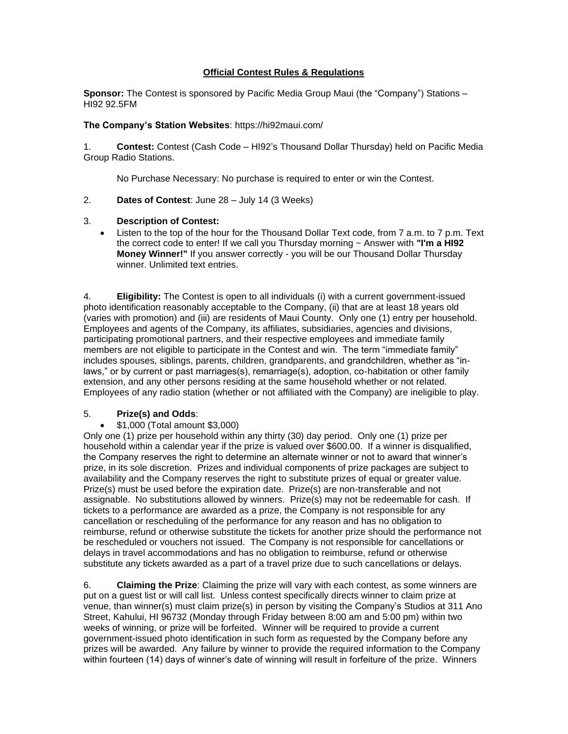# Official Contest Rules & Regulations

**Sponsor:** The Contest is sponsored by Pacific Media Group Maui (the "Company") Stations – HI92 92.5FM

**The Company's Station Websites**: https://hi92maui.com/

1. **Contest:** Contest (Cash Code – HI92's Thousand Dollar Thursday) held on Pacific Media Group Radio Stations.

   No Purchase Necessary: No purchase is required to enter or win the Contest.

2. **Dates of Contest**: June 28 – July 14 (3 Weeks)

3. **Description of Contest:**
   - Listen to the top of the hour for the Thousand Dollar Text code, from 7 a.m. to 7 p.m. Text the correct code to enter! If we call you Thursday morning ~ Answer with **"I'm a HI92 Money Winner!"** If you answer correctly - you will be our Thousand Dollar Thursday winner. Unlimited text entries.

4. **Eligibility:** The Contest is open to all individuals (i) with a current government-issued photo identification reasonably acceptable to the Company, (ii) that are at least 18 years old (varies with promotion) and (iii) are residents of Maui County. Only one (1) entry per household. Employees and agents of the Company, its affiliates, subsidiaries, agencies and divisions, participating promotional partners, and their respective employees and immediate family members are not eligible to participate in the Contest and win. The term "immediate family" includes spouses, siblings, parents, children, grandparents, and grandchildren, whether as "in-laws," or by current or past marriages(s), remarriage(s), adoption, co-habitation or other family extension, and any other persons residing at the same household whether or not related. Employees of any radio station (whether or not affiliated with the Company) are ineligible to play.

5. **Prize(s) and Odds**:
   - $1,000 (Total amount $3,000)

Only one (1) prize per household within any thirty (30) day period. Only one (1) prize per household within a calendar year if the prize is valued over $600.00. If a winner is disqualified, the Company reserves the right to determine an alternate winner or not to award that winner's prize, in its sole discretion. Prizes and individual components of prize packages are subject to availability and the Company reserves the right to substitute prizes of equal or greater value. Prize(s) must be used before the expiration date. Prize(s) are non-transferable and not assignable. No substitutions allowed by winners. Prize(s) may not be redeemable for cash. If tickets to a performance are awarded as a prize, the Company is not responsible for any cancellation or rescheduling of the performance for any reason and has no obligation to reimburse, refund or otherwise substitute the tickets for another prize should the performance not be rescheduled or vouchers not issued. The Company is not responsible for cancellations or delays in travel accommodations and has no obligation to reimburse, refund or otherwise substitute any tickets awarded as a part of a travel prize due to such cancellations or delays.

6. **Claiming the Prize**: Claiming the prize will vary with each contest, as some winners are put on a guest list or will call list. Unless contest specifically directs winner to claim prize at venue, than winner(s) must claim prize(s) in person by visiting the Company's Studios at 311 Ano Street, Kahului, HI 96732 (Monday through Friday between 8:00 am and 5:00 pm) within two weeks of winning, or prize will be forfeited. Winner will be required to provide a current government-issued photo identification in such form as requested by the Company before any prizes will be awarded. Any failure by winner to provide the required information to the Company within fourteen (14) days of winner's date of winning will result in forfeiture of the prize. Winners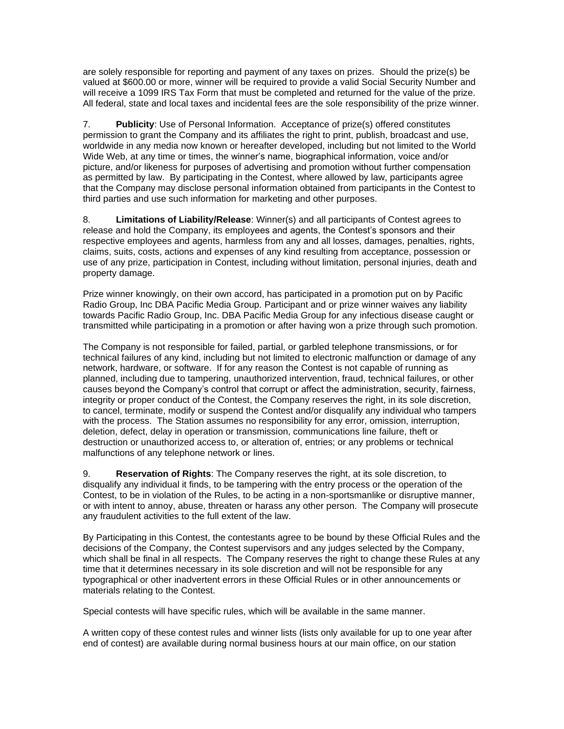are solely responsible for reporting and payment of any taxes on prizes. Should the prize(s) be valued at $600.00 or more, winner will be required to provide a valid Social Security Number and will receive a 1099 IRS Tax Form that must be completed and returned for the value of the prize. All federal, state and local taxes and incidental fees are the sole responsibility of the prize winner.

7. **Publicity**: Use of Personal Information. Acceptance of prize(s) offered constitutes permission to grant the Company and its affiliates the right to print, publish, broadcast and use, worldwide in any media now known or hereafter developed, including but not limited to the World Wide Web, at any time or times, the winner's name, biographical information, voice and/or picture, and/or likeness for purposes of advertising and promotion without further compensation as permitted by law. By participating in the Contest, where allowed by law, participants agree that the Company may disclose personal information obtained from participants in the Contest to third parties and use such information for marketing and other purposes.

8. **Limitations of Liability/Release**: Winner(s) and all participants of Contest agrees to release and hold the Company, its employees and agents, the Contest's sponsors and their respective employees and agents, harmless from any and all losses, damages, penalties, rights, claims, suits, costs, actions and expenses of any kind resulting from acceptance, possession or use of any prize, participation in Contest, including without limitation, personal injuries, death and property damage.

Prize winner knowingly, on their own accord, has participated in a promotion put on by Pacific Radio Group, Inc DBA Pacific Media Group. Participant and or prize winner waives any liability towards Pacific Radio Group, Inc. DBA Pacific Media Group for any infectious disease caught or transmitted while participating in a promotion or after having won a prize through such promotion.

The Company is not responsible for failed, partial, or garbled telephone transmissions, or for technical failures of any kind, including but not limited to electronic malfunction or damage of any network, hardware, or software. If for any reason the Contest is not capable of running as planned, including due to tampering, unauthorized intervention, fraud, technical failures, or other causes beyond the Company's control that corrupt or affect the administration, security, fairness, integrity or proper conduct of the Contest, the Company reserves the right, in its sole discretion, to cancel, terminate, modify or suspend the Contest and/or disqualify any individual who tampers with the process. The Station assumes no responsibility for any error, omission, interruption, deletion, defect, delay in operation or transmission, communications line failure, theft or destruction or unauthorized access to, or alteration of, entries; or any problems or technical malfunctions of any telephone network or lines.

9. **Reservation of Rights**: The Company reserves the right, at its sole discretion, to disqualify any individual it finds, to be tampering with the entry process or the operation of the Contest, to be in violation of the Rules, to be acting in a non-sportsmanlike or disruptive manner, or with intent to annoy, abuse, threaten or harass any other person. The Company will prosecute any fraudulent activities to the full extent of the law.

By Participating in this Contest, the contestants agree to be bound by these Official Rules and the decisions of the Company, the Contest supervisors and any judges selected by the Company, which shall be final in all respects. The Company reserves the right to change these Rules at any time that it determines necessary in its sole discretion and will not be responsible for any typographical or other inadvertent errors in these Official Rules or in other announcements or materials relating to the Contest.

Special contests will have specific rules, which will be available in the same manner.

A written copy of these contest rules and winner lists (lists only available for up to one year after end of contest) are available during normal business hours at our main office, on our station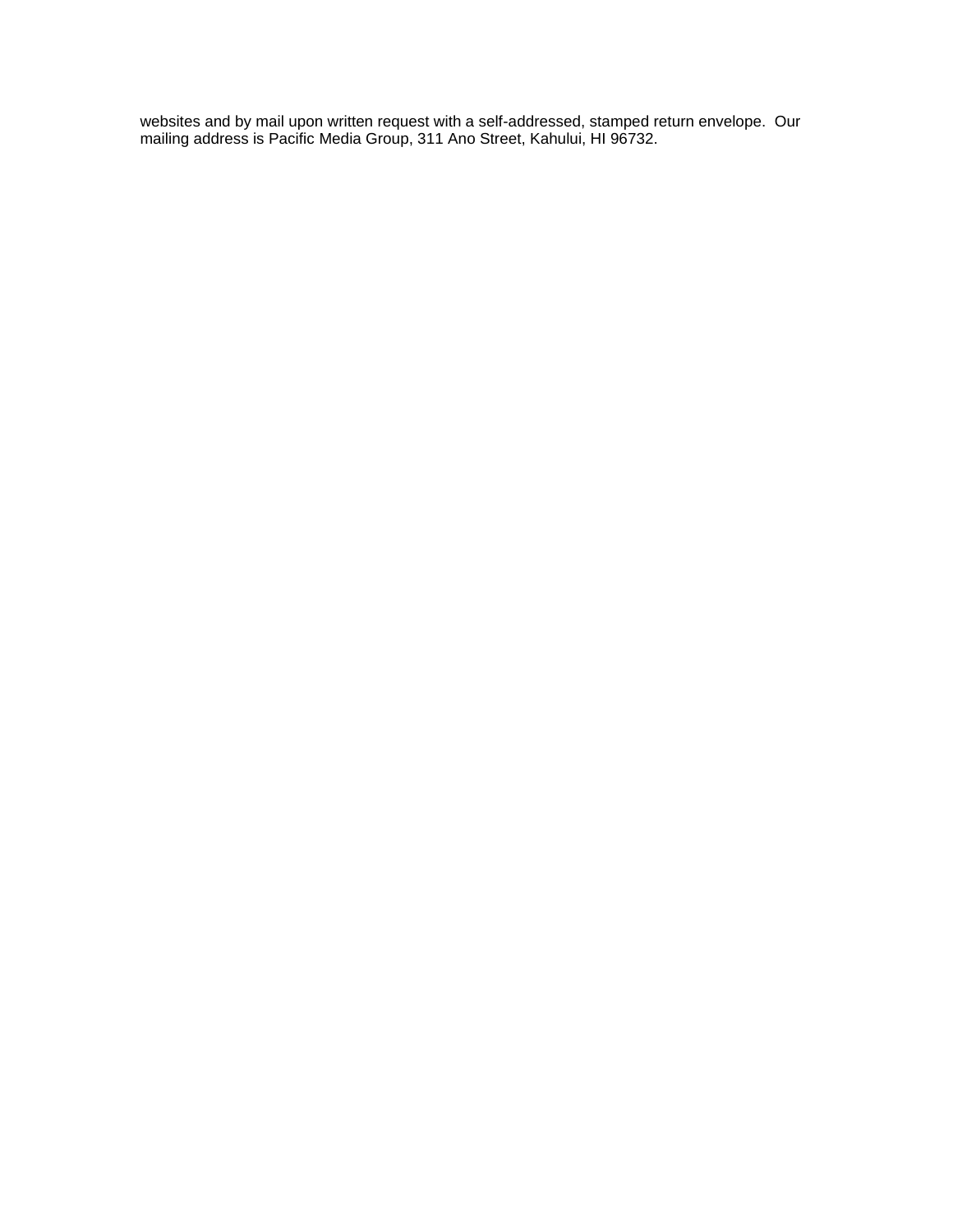websites and by mail upon written request with a self-addressed, stamped return envelope. Our mailing address is Pacific Media Group, 311 Ano Street, Kahului, HI 96732.